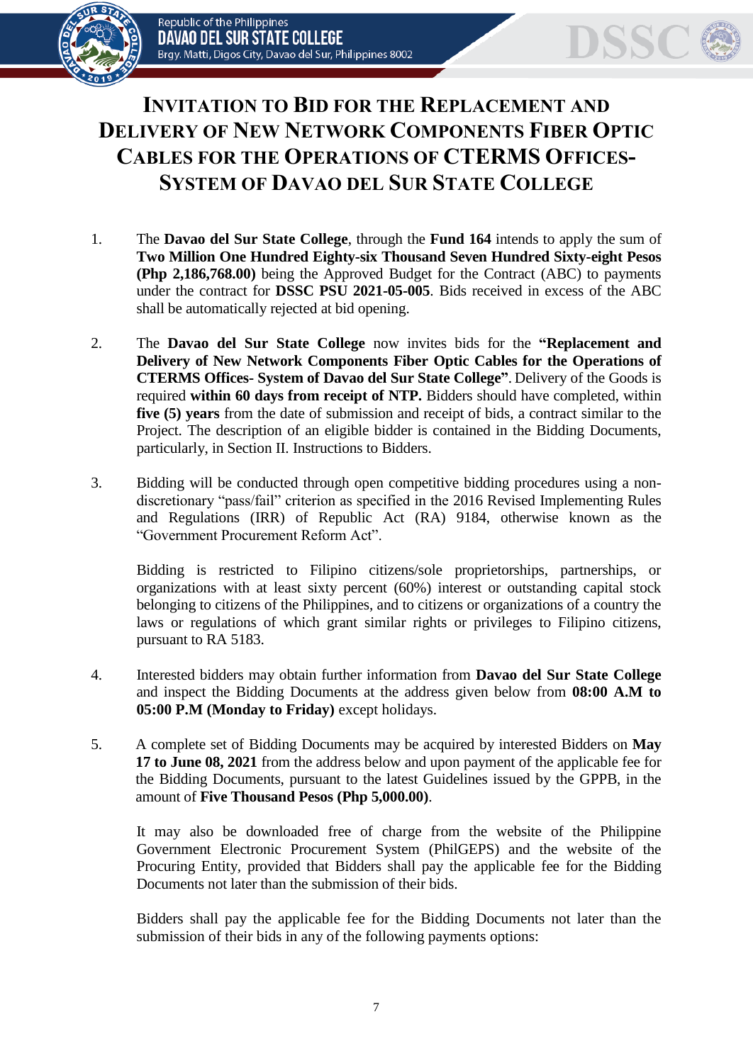# INVITATION TO BID FOR THE REPLACEMENT AND DELIVERY OF NEW NETWORK COMPONENTS FIBER OPTIC CABLES FOR THE OPERATIONS OF CTERMS OFFICES-SYSTEM OF DAVAO DEL SUR STATE COLLEGE

1. The **Davao del Sur State College**, through the **Fund 164** intends to apply the sum of **Two Million One Hundred Eighty-six Thousand Seven Hundred Sixty-eight Pesos (Php 2,186,768.00)** being the Approved Budget for the Contract (ABC) to payments under the contract for **DSSC PSU 2021-05-005**. Bids received in excess of the ABC shall be automatically rejected at bid opening.

2. The **Davao del Sur State College** now invites bids for the **"Replacement and Delivery of New Network Components Fiber Optic Cables for the Operations of CTERMS Offices- System of Davao del Sur State College"**. Delivery of the Goods is required **within 60 days from receipt of NTP.** Bidders should have completed, within **five (5) years** from the date of submission and receipt of bids, a contract similar to the Project. The description of an eligible bidder is contained in the Bidding Documents, particularly, in Section II. Instructions to Bidders.

3. Bidding will be conducted through open competitive bidding procedures using a non-discretionary "pass/fail" criterion as specified in the 2016 Revised Implementing Rules and Regulations (IRR) of Republic Act (RA) 9184, otherwise known as the "Government Procurement Reform Act".

   Bidding is restricted to Filipino citizens/sole proprietorships, partnerships, or organizations with at least sixty percent (60%) interest or outstanding capital stock belonging to citizens of the Philippines, and to citizens or organizations of a country the laws or regulations of which grant similar rights or privileges to Filipino citizens, pursuant to RA 5183.

4. Interested bidders may obtain further information from **Davao del Sur State College** and inspect the Bidding Documents at the address given below from **08:00 A.M to 05:00 P.M (Monday to Friday)** except holidays.

5. A complete set of Bidding Documents may be acquired by interested Bidders on **May 17 to June 08, 2021** from the address below and upon payment of the applicable fee for the Bidding Documents, pursuant to the latest Guidelines issued by the GPPB, in the amount of **Five Thousand Pesos (Php 5,000.00)**.

   It may also be downloaded free of charge from the website of the Philippine Government Electronic Procurement System (PhilGEPS) and the website of the Procuring Entity, provided that Bidders shall pay the applicable fee for the Bidding Documents not later than the submission of their bids.

   Bidders shall pay the applicable fee for the Bidding Documents not later than the submission of their bids in any of the following payments options: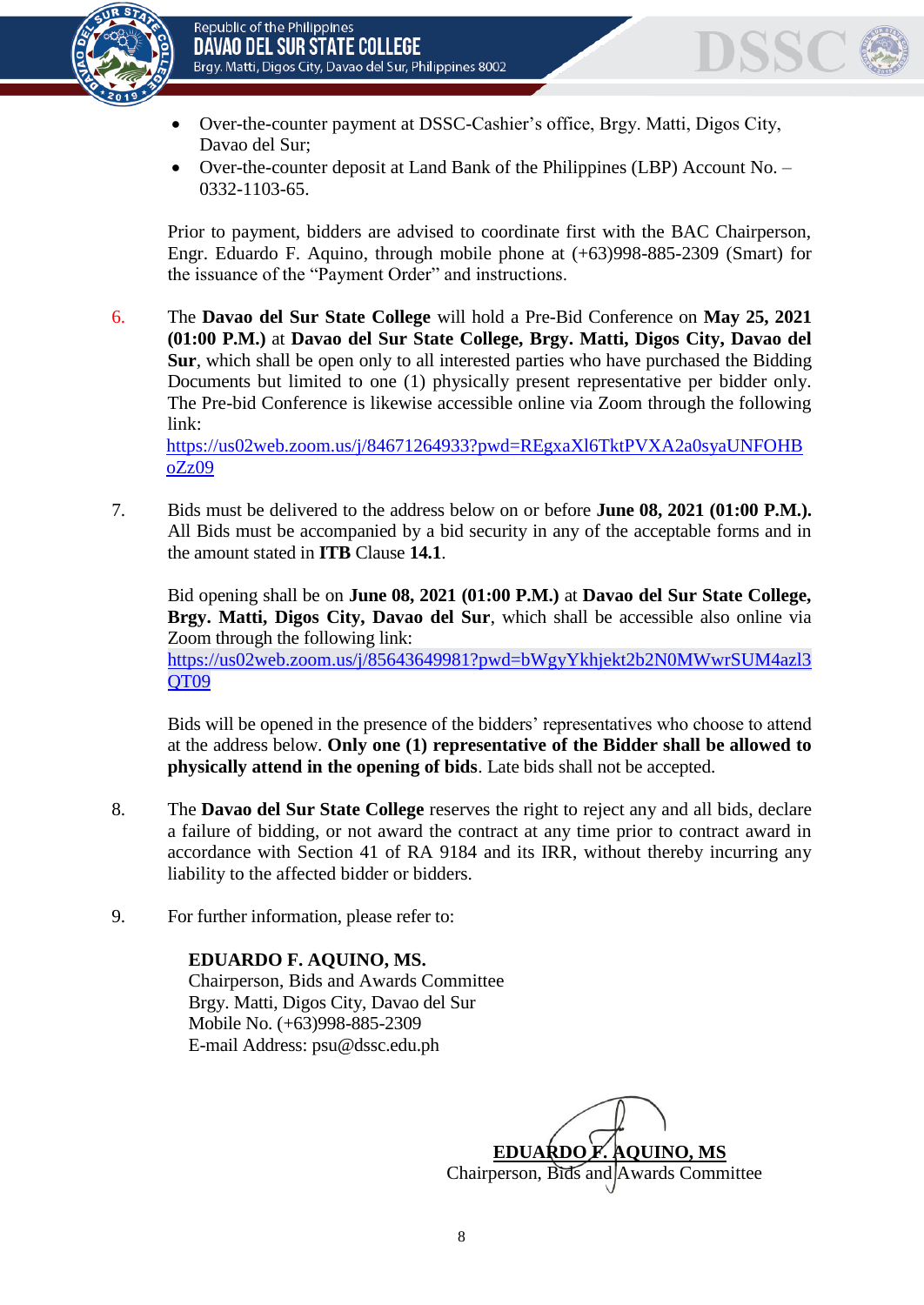- Over-the-counter payment at DSSC-Cashier's office, Brgy. Matti, Digos City, Davao del Sur;
- Over-the-counter deposit at Land Bank of the Philippines (LBP) Account No. – 0332-1103-65.

Prior to payment, bidders are advised to coordinate first with the BAC Chairperson, Engr. Eduardo F. Aquino, through mobile phone at (+63)998-885-2309 (Smart) for the issuance of the "Payment Order" and instructions.

6. The **Davao del Sur State College** will hold a Pre-Bid Conference on **May 25, 2021 (01:00 P.M.)** at **Davao del Sur State College, Brgy. Matti, Digos City, Davao del Sur**, which shall be open only to all interested parties who have purchased the Bidding Documents but limited to one (1) physically present representative per bidder only. The Pre-bid Conference is likewise accessible online via Zoom through the following link:
   https://us02web.zoom.us/j/84671264933?pwd=REgxaXl6TktPVXA2a0syaUNFOHBoZz09

7. Bids must be delivered to the address below on or before **June 08, 2021 (01:00 P.M.).** All Bids must be accompanied by a bid security in any of the acceptable forms and in the amount stated in **ITB** Clause **14.1**.

   Bid opening shall be on **June 08, 2021 (01:00 P.M.)** at **Davao del Sur State College, Brgy. Matti, Digos City, Davao del Sur**, which shall be accessible also online via Zoom through the following link:
   https://us02web.zoom.us/j/85643649981?pwd=bWgyYkhjekt2b2N0MWwrSUM4azl3QT09

   Bids will be opened in the presence of the bidders' representatives who choose to attend at the address below. **Only one (1) representative of the Bidder shall be allowed to physically attend in the opening of bids**. Late bids shall not be accepted.

8. The **Davao del Sur State College** reserves the right to reject any and all bids, declare a failure of bidding, or not award the contract at any time prior to contract award in accordance with Section 41 of RA 9184 and its IRR, without thereby incurring any liability to the affected bidder or bidders.

9. For further information, please refer to:

   **EDUARDO F. AQUINO, MS.**
   Chairperson, Bids and Awards Committee
   Brgy. Matti, Digos City, Davao del Sur
   Mobile No. (+63)998-885-2309
   E-mail Address: psu@dssc.edu.ph

**EDUARDO F. AQUINO, MS**
Chairperson, Bids and Awards Committee